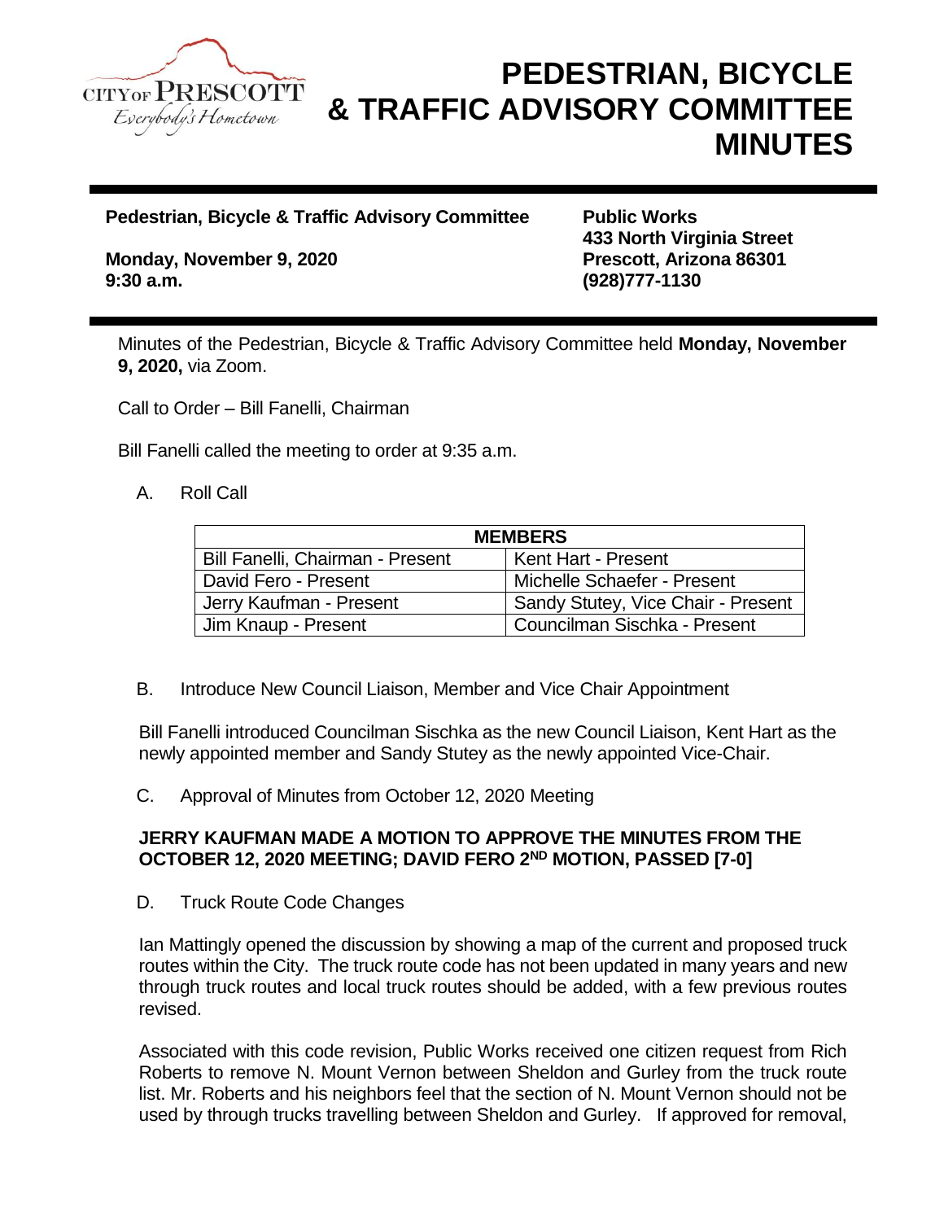# PEDESTRIAN, BICYCLE & TRAFFIC ADVISORY COMMITTEE MINUTES

**Pedestrian, Bicycle & Traffic Advisory Committee**

**Monday, November 9, 2020**
**9:30 a.m.**

**Public Works**
**433 North Virginia Street**
**Prescott, Arizona 86301**
**(928)777-1130**

Minutes of the Pedestrian, Bicycle & Traffic Advisory Committee held **Monday, November 9, 2020,** via Zoom.

Call to Order – Bill Fanelli, Chairman

Bill Fanelli called the meeting to order at 9:35 a.m.

A. Roll Call

| MEMBERS | |
|---|---|
| Bill Fanelli, Chairman - Present | Kent Hart - Present |
| David Fero - Present | Michelle Schaefer - Present |
| Jerry Kaufman - Present | Sandy Stutey, Vice Chair - Present |
| Jim Knaup - Present | Councilman Sischka - Present |

B. Introduce New Council Liaison, Member and Vice Chair Appointment

Bill Fanelli introduced Councilman Sischka as the new Council Liaison, Kent Hart as the newly appointed member and Sandy Stutey as the newly appointed Vice-Chair.

C. Approval of Minutes from October 12, 2020 Meeting

**JERRY KAUFMAN MADE A MOTION TO APPROVE THE MINUTES FROM THE OCTOBER 12, 2020 MEETING; DAVID FERO 2ND MOTION, PASSED [7-0]**

D. Truck Route Code Changes

Ian Mattingly opened the discussion by showing a map of the current and proposed truck routes within the City. The truck route code has not been updated in many years and new through truck routes and local truck routes should be added, with a few previous routes revised.

Associated with this code revision, Public Works received one citizen request from Rich Roberts to remove N. Mount Vernon between Sheldon and Gurley from the truck route list. Mr. Roberts and his neighbors feel that the section of N. Mount Vernon should not be used by through trucks travelling between Sheldon and Gurley. If approved for removal,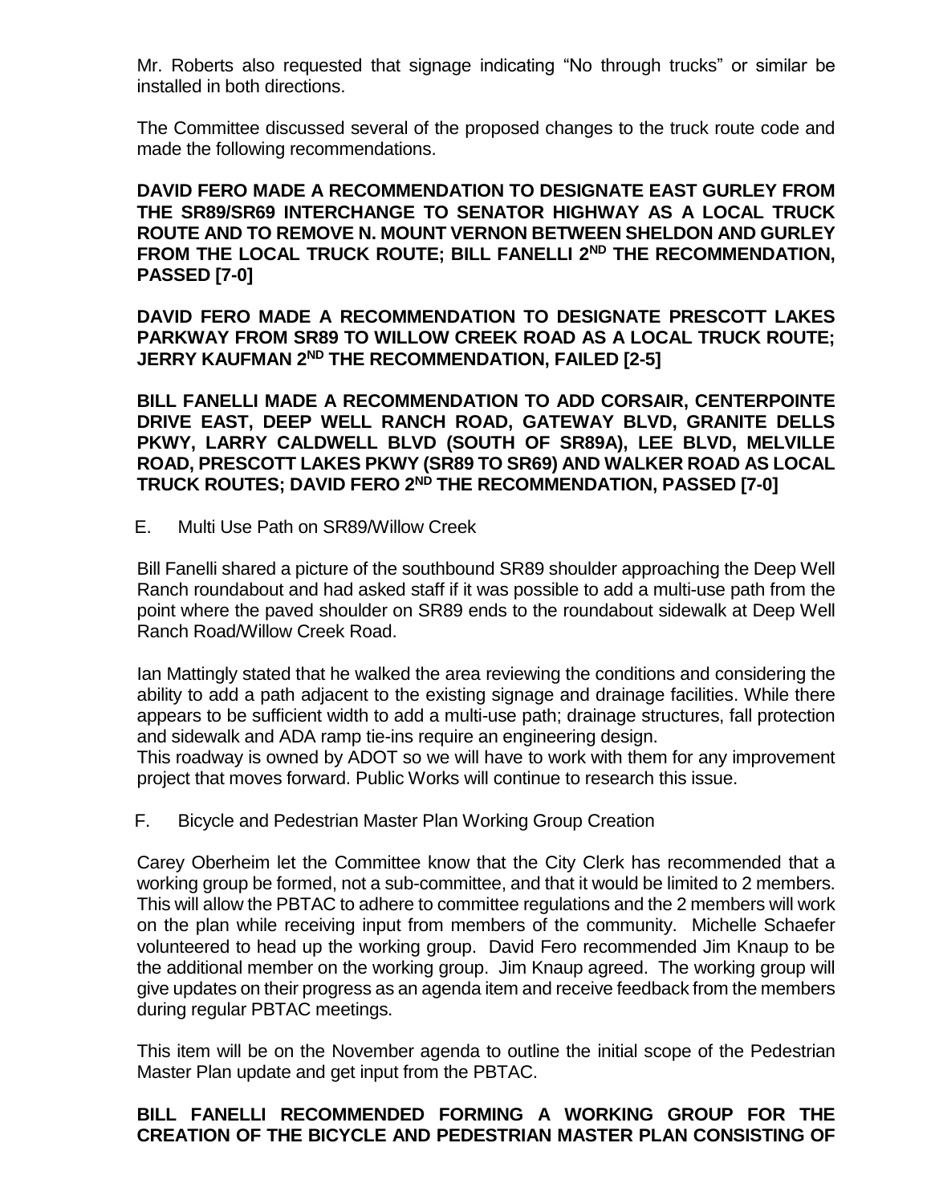Mr. Roberts also requested that signage indicating "No through trucks" or similar be installed in both directions.

The Committee discussed several of the proposed changes to the truck route code and made the following recommendations.

**DAVID FERO MADE A RECOMMENDATION TO DESIGNATE EAST GURLEY FROM THE SR89/SR69 INTERCHANGE TO SENATOR HIGHWAY AS A LOCAL TRUCK ROUTE AND TO REMOVE N. MOUNT VERNON BETWEEN SHELDON AND GURLEY FROM THE LOCAL TRUCK ROUTE; BILL FANELLI 2ND THE RECOMMENDATION, PASSED [7-0]**

**DAVID FERO MADE A RECOMMENDATION TO DESIGNATE PRESCOTT LAKES PARKWAY FROM SR89 TO WILLOW CREEK ROAD AS A LOCAL TRUCK ROUTE; JERRY KAUFMAN 2ND THE RECOMMENDATION, FAILED [2-5]**

**BILL FANELLI MADE A RECOMMENDATION TO ADD CORSAIR, CENTERPOINTE DRIVE EAST, DEEP WELL RANCH ROAD, GATEWAY BLVD, GRANITE DELLS PKWY, LARRY CALDWELL BLVD (SOUTH OF SR89A), LEE BLVD, MELVILLE ROAD, PRESCOTT LAKES PKWY (SR89 TO SR69) AND WALKER ROAD AS LOCAL TRUCK ROUTES; DAVID FERO 2ND THE RECOMMENDATION, PASSED [7-0]**

E. Multi Use Path on SR89/Willow Creek

Bill Fanelli shared a picture of the southbound SR89 shoulder approaching the Deep Well Ranch roundabout and had asked staff if it was possible to add a multi-use path from the point where the paved shoulder on SR89 ends to the roundabout sidewalk at Deep Well Ranch Road/Willow Creek Road.

Ian Mattingly stated that he walked the area reviewing the conditions and considering the ability to add a path adjacent to the existing signage and drainage facilities. While there appears to be sufficient width to add a multi-use path; drainage structures, fall protection and sidewalk and ADA ramp tie-ins require an engineering design.
This roadway is owned by ADOT so we will have to work with them for any improvement project that moves forward. Public Works will continue to research this issue.

F. Bicycle and Pedestrian Master Plan Working Group Creation

Carey Oberheim let the Committee know that the City Clerk has recommended that a working group be formed, not a sub-committee, and that it would be limited to 2 members. This will allow the PBTAC to adhere to committee regulations and the 2 members will work on the plan while receiving input from members of the community. Michelle Schaefer volunteered to head up the working group. David Fero recommended Jim Knaup to be the additional member on the working group. Jim Knaup agreed. The working group will give updates on their progress as an agenda item and receive feedback from the members during regular PBTAC meetings.

This item will be on the November agenda to outline the initial scope of the Pedestrian Master Plan update and get input from the PBTAC.

**BILL FANELLI RECOMMENDED FORMING A WORKING GROUP FOR THE CREATION OF THE BICYCLE AND PEDESTRIAN MASTER PLAN CONSISTING OF**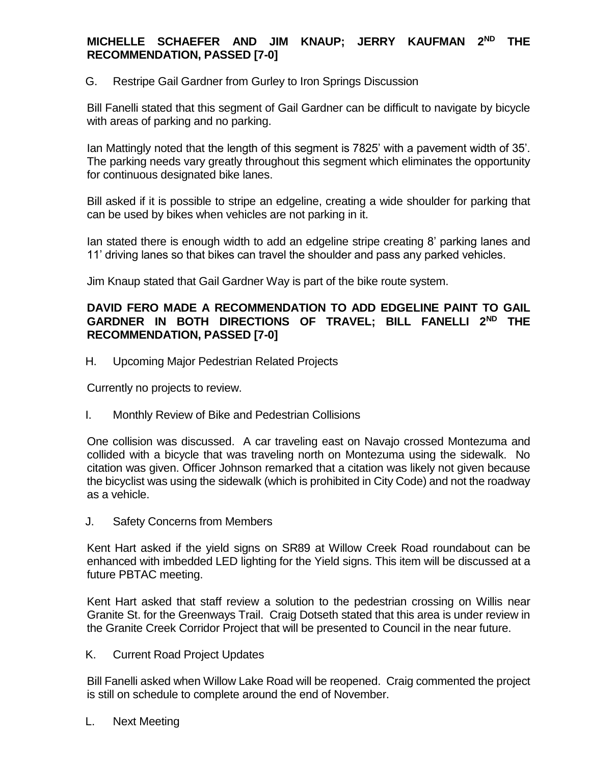**MICHELLE SCHAEFER AND JIM KNAUP; JERRY KAUFMAN 2ND THE RECOMMENDATION, PASSED [7-0]**

G. Restripe Gail Gardner from Gurley to Iron Springs Discussion

Bill Fanelli stated that this segment of Gail Gardner can be difficult to navigate by bicycle with areas of parking and no parking.

Ian Mattingly noted that the length of this segment is 7825' with a pavement width of 35'. The parking needs vary greatly throughout this segment which eliminates the opportunity for continuous designated bike lanes.

Bill asked if it is possible to stripe an edgeline, creating a wide shoulder for parking that can be used by bikes when vehicles are not parking in it.

Ian stated there is enough width to add an edgeline stripe creating 8' parking lanes and 11' driving lanes so that bikes can travel the shoulder and pass any parked vehicles.

Jim Knaup stated that Gail Gardner Way is part of the bike route system.

**DAVID FERO MADE A RECOMMENDATION TO ADD EDGELINE PAINT TO GAIL GARDNER IN BOTH DIRECTIONS OF TRAVEL; BILL FANELLI 2ND THE RECOMMENDATION, PASSED [7-0]**

H. Upcoming Major Pedestrian Related Projects

Currently no projects to review.

I. Monthly Review of Bike and Pedestrian Collisions

One collision was discussed. A car traveling east on Navajo crossed Montezuma and collided with a bicycle that was traveling north on Montezuma using the sidewalk. No citation was given. Officer Johnson remarked that a citation was likely not given because the bicyclist was using the sidewalk (which is prohibited in City Code) and not the roadway as a vehicle.

J. Safety Concerns from Members

Kent Hart asked if the yield signs on SR89 at Willow Creek Road roundabout can be enhanced with imbedded LED lighting for the Yield signs. This item will be discussed at a future PBTAC meeting.

Kent Hart asked that staff review a solution to the pedestrian crossing on Willis near Granite St. for the Greenways Trail. Craig Dotseth stated that this area is under review in the Granite Creek Corridor Project that will be presented to Council in the near future.

K. Current Road Project Updates

Bill Fanelli asked when Willow Lake Road will be reopened. Craig commented the project is still on schedule to complete around the end of November.

L. Next Meeting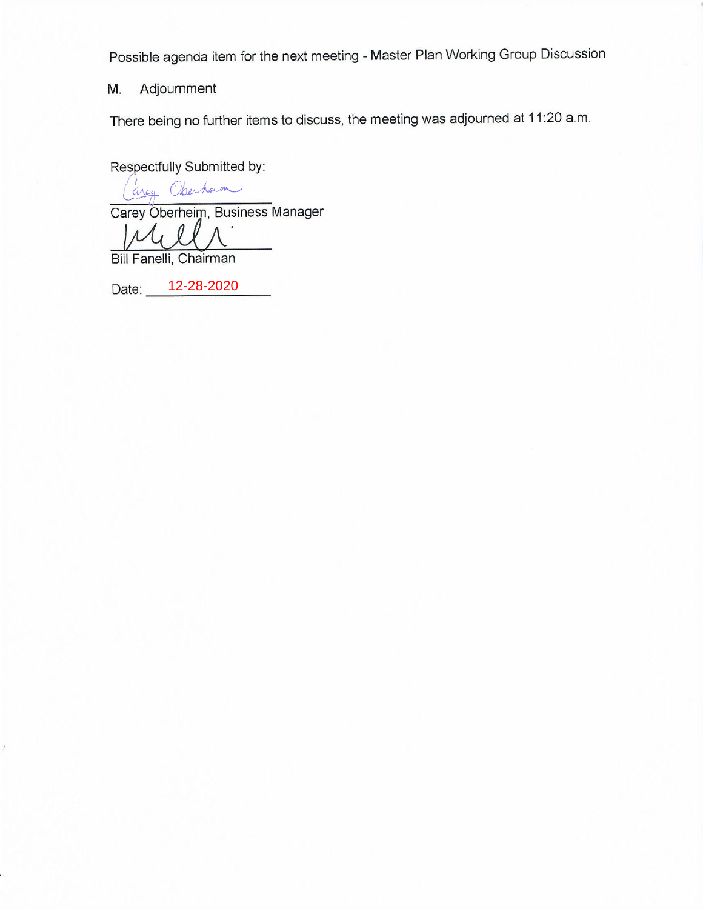Possible agenda item for the next meeting - Master Plan Working Group Discussion

M. Adjournment

There being no further items to discuss, the meeting was adjourned at 11:20 a.m.

Respectfully Submitted by:

Carey Oberheim

Carey Oberheim, Business Manager

Bill Fanelli, Chairman

Date: 12-28-2020